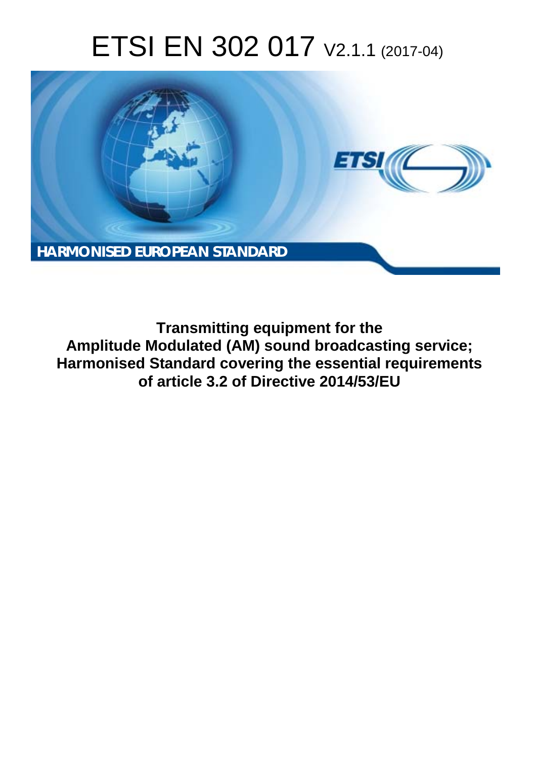# ETSI EN 302 017 V2.1.1 (2017-04)

**HARMONISED EUROPEAN STANDARD**

**Transmitting equipment for the Amplitude Modulated (AM) sound broadcasting service; Harmonised Standard covering the essential requirements of article 3.2 of Directive 2014/53/EU**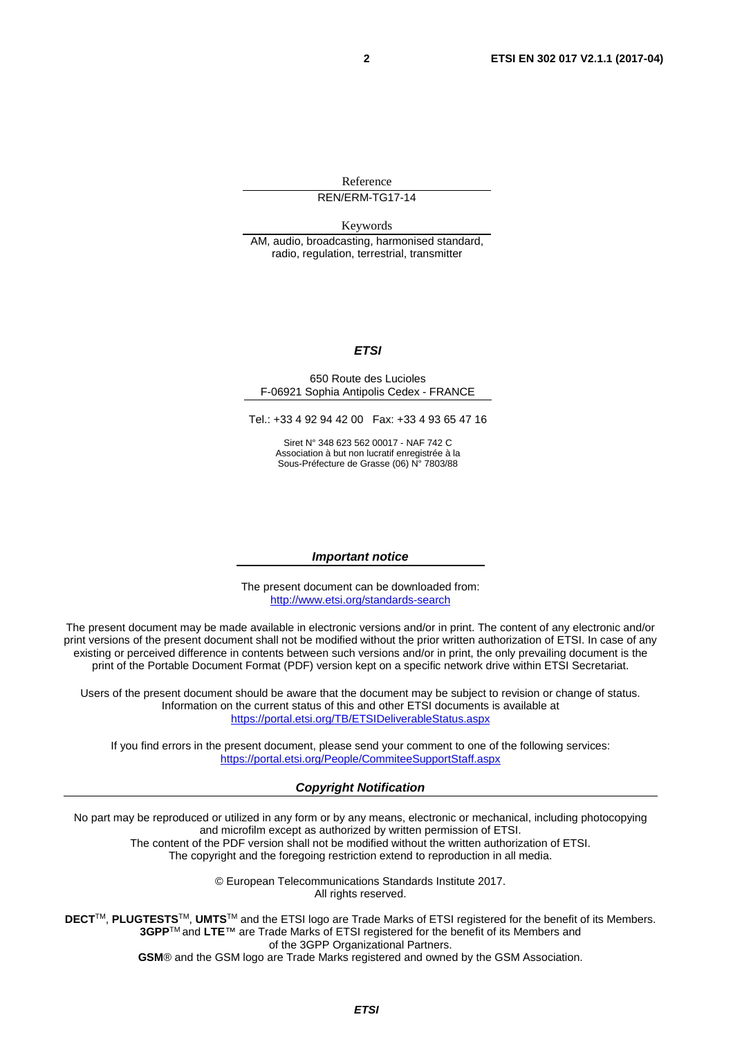Reference

REN/ERM-TG17-14

Keywords

AM, audio, broadcasting, harmonised standard, radio, regulation, terrestrial, transmitter

***ETSI***

650 Route des Lucioles
F-06921 Sophia Antipolis Cedex - FRANCE

Tel.: +33 4 92 94 42 00 Fax: +33 4 93 65 47 16

Siret N° 348 623 562 00017 - NAF 742 C
Association à but non lucratif enregistrée à la
Sous-Préfecture de Grasse (06) N° 7803/88

***Important notice***

The present document can be downloaded from:
http://www.etsi.org/standards-search

The present document may be made available in electronic versions and/or in print. The content of any electronic and/or print versions of the present document shall not be modified without the prior written authorization of ETSI. In case of any existing or perceived difference in contents between such versions and/or in print, the only prevailing document is the print of the Portable Document Format (PDF) version kept on a specific network drive within ETSI Secretariat.

Users of the present document should be aware that the document may be subject to revision or change of status. Information on the current status of this and other ETSI documents is available at
https://portal.etsi.org/TB/ETSIDeliverableStatus.aspx

If you find errors in the present document, please send your comment to one of the following services:
https://portal.etsi.org/People/CommiteeSupportStaff.aspx

***Copyright Notification***

No part may be reproduced or utilized in any form or by any means, electronic or mechanical, including photocopying and microfilm except as authorized by written permission of ETSI.
The content of the PDF version shall not be modified without the written authorization of ETSI.
The copyright and the foregoing restriction extend to reproduction in all media.

© European Telecommunications Standards Institute 2017.
All rights reserved.

**DECT**™, **PLUGTESTS**™, **UMTS**™ and the ETSI logo are Trade Marks of ETSI registered for the benefit of its Members.
**3GPP**™ and **LTE**™ are Trade Marks of ETSI registered for the benefit of its Members and of the 3GPP Organizational Partners.
**GSM**® and the GSM logo are Trade Marks registered and owned by the GSM Association.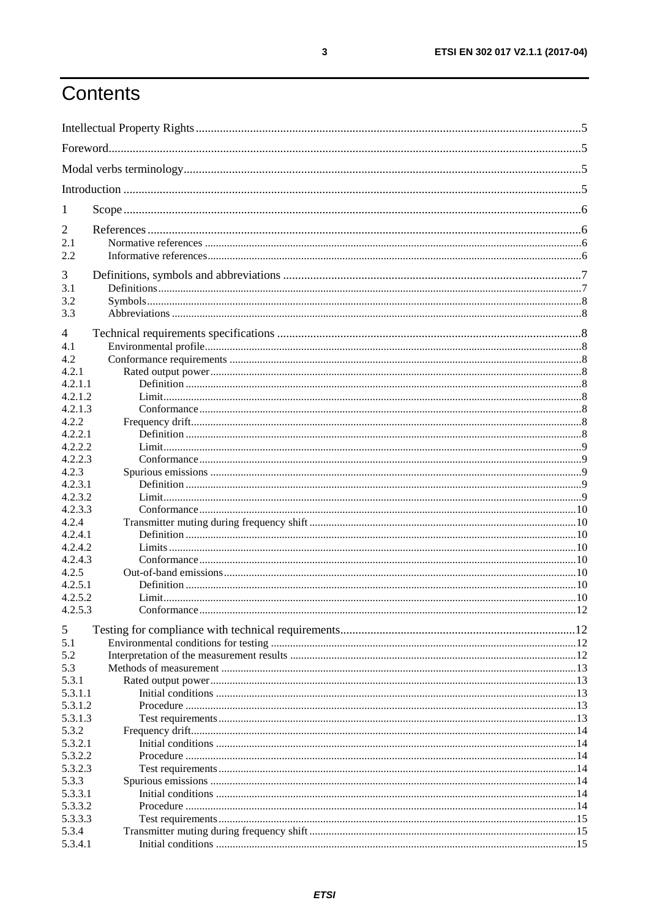# Contents

Intellectual Property Rights ..... 5

Foreword ..... 5

Modal verbs terminology ..... 5

Introduction ..... 5

1 Scope ..... 6

2 References ..... 6
- 2.1 Normative references ..... 6
- 2.2 Informative references ..... 6

3 Definitions, symbols and abbreviations ..... 7
- 3.1 Definitions ..... 7
- 3.2 Symbols ..... 8
- 3.3 Abbreviations ..... 8

4 Technical requirements specifications ..... 8
- 4.1 Environmental profile ..... 8
- 4.2 Conformance requirements ..... 8
- 4.2.1 Rated output power ..... 8
- 4.2.1.1 Definition ..... 8
- 4.2.1.2 Limit ..... 8
- 4.2.1.3 Conformance ..... 8
- 4.2.2 Frequency drift ..... 8
- 4.2.2.1 Definition ..... 8
- 4.2.2.2 Limit ..... 9
- 4.2.2.3 Conformance ..... 9
- 4.2.3 Spurious emissions ..... 9
- 4.2.3.1 Definition ..... 9
- 4.2.3.2 Limit ..... 9
- 4.2.3.3 Conformance ..... 10
- 4.2.4 Transmitter muting during frequency shift ..... 10
- 4.2.4.1 Definition ..... 10
- 4.2.4.2 Limits ..... 10
- 4.2.4.3 Conformance ..... 10
- 4.2.5 Out-of-band emissions ..... 10
- 4.2.5.1 Definition ..... 10
- 4.2.5.2 Limit ..... 10
- 4.2.5.3 Conformance ..... 12

5 Testing for compliance with technical requirements ..... 12
- 5.1 Environmental conditions for testing ..... 12
- 5.2 Interpretation of the measurement results ..... 12
- 5.3 Methods of measurement ..... 13
- 5.3.1 Rated output power ..... 13
- 5.3.1.1 Initial conditions ..... 13
- 5.3.1.2 Procedure ..... 13
- 5.3.1.3 Test requirements ..... 13
- 5.3.2 Frequency drift ..... 14
- 5.3.2.1 Initial conditions ..... 14
- 5.3.2.2 Procedure ..... 14
- 5.3.2.3 Test requirements ..... 14
- 5.3.3 Spurious emissions ..... 14
- 5.3.3.1 Initial conditions ..... 14
- 5.3.3.2 Procedure ..... 14
- 5.3.3.3 Test requirements ..... 15
- 5.3.4 Transmitter muting during frequency shift ..... 15
- 5.3.4.1 Initial conditions ..... 15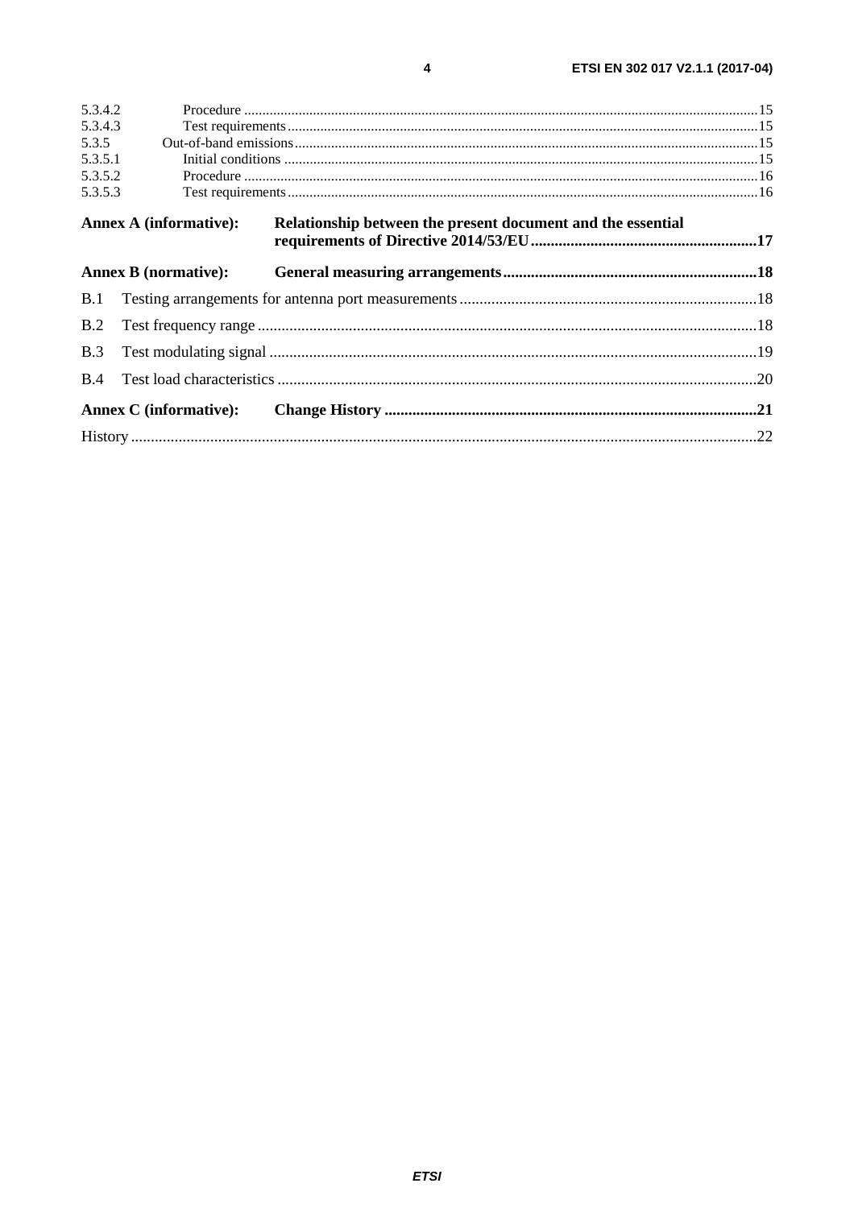5.3.4.2 Procedure ............................................................................................................................................15
5.3.4.3 Test requirements ...............................................................................................................................15
5.3.5 Out-of-band emissions ..............................................................................................................................15
5.3.5.1 Initial conditions .................................................................................................................................15
5.3.5.2 Procedure ............................................................................................................................................16
5.3.5.3 Test requirements ...............................................................................................................................16

**Annex A (informative): Relationship between the present document and the essential requirements of Directive 2014/53/EU .........................................................17**

**Annex B (normative): General measuring arrangements ...............................................................18**

B.1 Testing arrangements for antenna port measurements ..........................................................................18

B.2 Test frequency range ............................................................................................................................18

B.3 Test modulating signal ..........................................................................................................................19

B.4 Test load characteristics ........................................................................................................................20

**Annex C (informative): Change History .............................................................................................21**

History .............................................................................................................................................................22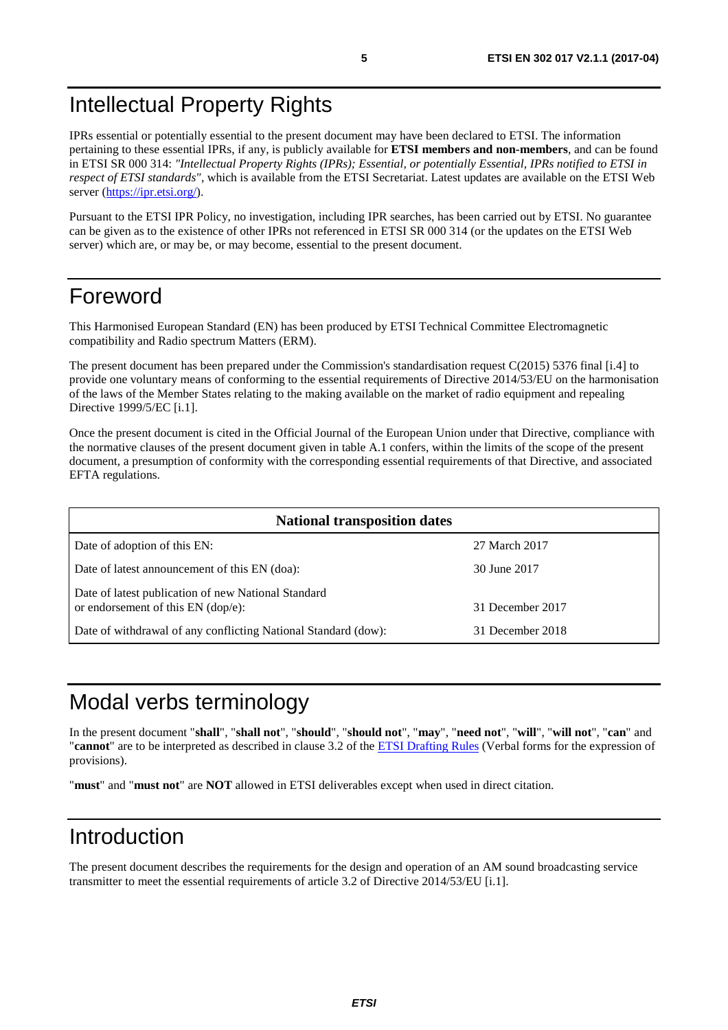# Intellectual Property Rights

IPRs essential or potentially essential to the present document may have been declared to ETSI. The information pertaining to these essential IPRs, if any, is publicly available for **ETSI members and non-members**, and can be found in ETSI SR 000 314: *"Intellectual Property Rights (IPRs); Essential, or potentially Essential, IPRs notified to ETSI in respect of ETSI standards"*, which is available from the ETSI Secretariat. Latest updates are available on the ETSI Web server (https://ipr.etsi.org/).

Pursuant to the ETSI IPR Policy, no investigation, including IPR searches, has been carried out by ETSI. No guarantee can be given as to the existence of other IPRs not referenced in ETSI SR 000 314 (or the updates on the ETSI Web server) which are, or may be, or may become, essential to the present document.

# Foreword

This Harmonised European Standard (EN) has been produced by ETSI Technical Committee Electromagnetic compatibility and Radio spectrum Matters (ERM).

The present document has been prepared under the Commission's standardisation request C(2015) 5376 final [i.4] to provide one voluntary means of conforming to the essential requirements of Directive 2014/53/EU on the harmonisation of the laws of the Member States relating to the making available on the market of radio equipment and repealing Directive 1999/5/EC [i.1].

Once the present document is cited in the Official Journal of the European Union under that Directive, compliance with the normative clauses of the present document given in table A.1 confers, within the limits of the scope of the present document, a presumption of conformity with the corresponding essential requirements of that Directive, and associated EFTA regulations.

| **National transposition dates** | |
|---|---|
| Date of adoption of this EN: | 27 March 2017 |
| Date of latest announcement of this EN (doa): | 30 June 2017 |
| Date of latest publication of new National Standard or endorsement of this EN (dop/e): | 31 December 2017 |
| Date of withdrawal of any conflicting National Standard (dow): | 31 December 2018 |

# Modal verbs terminology

In the present document "**shall**", "**shall not**", "**should**", "**should not**", "**may**", "**need not**", "**will**", "**will not**", "**can**" and "**cannot**" are to be interpreted as described in clause 3.2 of the ETSI Drafting Rules (Verbal forms for the expression of provisions).

"**must**" and "**must not**" are **NOT** allowed in ETSI deliverables except when used in direct citation.

# Introduction

The present document describes the requirements for the design and operation of an AM sound broadcasting service transmitter to meet the essential requirements of article 3.2 of Directive 2014/53/EU [i.1].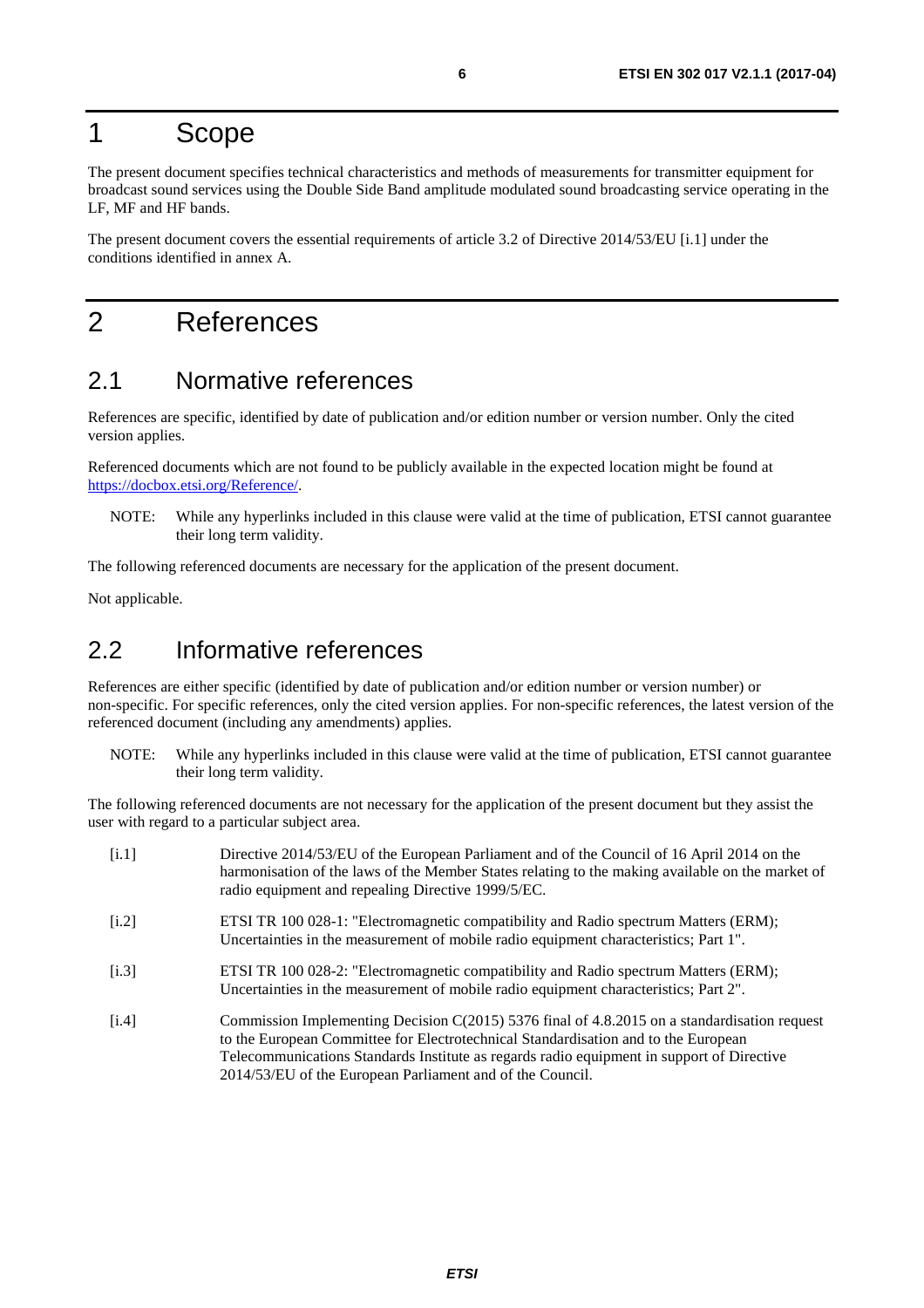# 1 Scope

The present document specifies technical characteristics and methods of measurements for transmitter equipment for broadcast sound services using the Double Side Band amplitude modulated sound broadcasting service operating in the LF, MF and HF bands.

The present document covers the essential requirements of article 3.2 of Directive 2014/53/EU [i.1] under the conditions identified in annex A.

# 2 References

## 2.1 Normative references

References are specific, identified by date of publication and/or edition number or version number. Only the cited version applies.

Referenced documents which are not found to be publicly available in the expected location might be found at https://docbox.etsi.org/Reference/.

NOTE: While any hyperlinks included in this clause were valid at the time of publication, ETSI cannot guarantee their long term validity.

The following referenced documents are necessary for the application of the present document.

Not applicable.

## 2.2 Informative references

References are either specific (identified by date of publication and/or edition number or version number) or non-specific. For specific references, only the cited version applies. For non-specific references, the latest version of the referenced document (including any amendments) applies.

NOTE: While any hyperlinks included in this clause were valid at the time of publication, ETSI cannot guarantee their long term validity.

The following referenced documents are not necessary for the application of the present document but they assist the user with regard to a particular subject area.

- [i.1] Directive 2014/53/EU of the European Parliament and of the Council of 16 April 2014 on the harmonisation of the laws of the Member States relating to the making available on the market of radio equipment and repealing Directive 1999/5/EC.
- [i.2] ETSI TR 100 028-1: "Electromagnetic compatibility and Radio spectrum Matters (ERM); Uncertainties in the measurement of mobile radio equipment characteristics; Part 1".
- [i.3] ETSI TR 100 028-2: "Electromagnetic compatibility and Radio spectrum Matters (ERM); Uncertainties in the measurement of mobile radio equipment characteristics; Part 2".
- [i.4] Commission Implementing Decision C(2015) 5376 final of 4.8.2015 on a standardisation request to the European Committee for Electrotechnical Standardisation and to the European Telecommunications Standards Institute as regards radio equipment in support of Directive 2014/53/EU of the European Parliament and of the Council.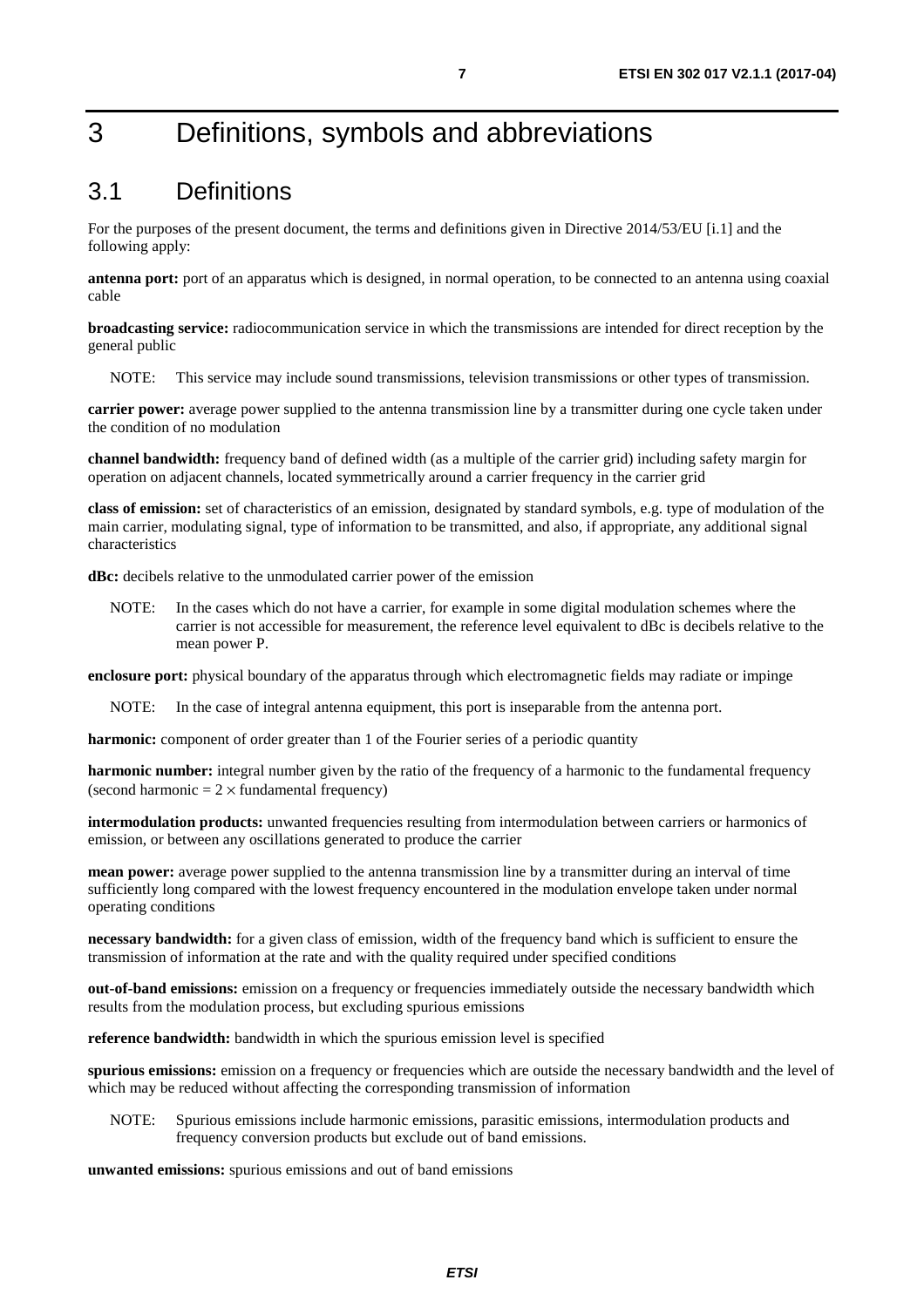# 3 Definitions, symbols and abbreviations

## 3.1 Definitions

For the purposes of the present document, the terms and definitions given in Directive 2014/53/EU [i.1] and the following apply:

**antenna port:** port of an apparatus which is designed, in normal operation, to be connected to an antenna using coaxial cable

**broadcasting service:** radiocommunication service in which the transmissions are intended for direct reception by the general public

NOTE: This service may include sound transmissions, television transmissions or other types of transmission.

**carrier power:** average power supplied to the antenna transmission line by a transmitter during one cycle taken under the condition of no modulation

**channel bandwidth:** frequency band of defined width (as a multiple of the carrier grid) including safety margin for operation on adjacent channels, located symmetrically around a carrier frequency in the carrier grid

**class of emission:** set of characteristics of an emission, designated by standard symbols, e.g. type of modulation of the main carrier, modulating signal, type of information to be transmitted, and also, if appropriate, any additional signal characteristics

**dBc:** decibels relative to the unmodulated carrier power of the emission

NOTE: In the cases which do not have a carrier, for example in some digital modulation schemes where the carrier is not accessible for measurement, the reference level equivalent to dBc is decibels relative to the mean power P.

**enclosure port:** physical boundary of the apparatus through which electromagnetic fields may radiate or impinge

NOTE: In the case of integral antenna equipment, this port is inseparable from the antenna port.

**harmonic:** component of order greater than 1 of the Fourier series of a periodic quantity

**harmonic number:** integral number given by the ratio of the frequency of a harmonic to the fundamental frequency (second harmonic = $2 \times$ fundamental frequency)

**intermodulation products:** unwanted frequencies resulting from intermodulation between carriers or harmonics of emission, or between any oscillations generated to produce the carrier

**mean power:** average power supplied to the antenna transmission line by a transmitter during an interval of time sufficiently long compared with the lowest frequency encountered in the modulation envelope taken under normal operating conditions

**necessary bandwidth:** for a given class of emission, width of the frequency band which is sufficient to ensure the transmission of information at the rate and with the quality required under specified conditions

**out-of-band emissions:** emission on a frequency or frequencies immediately outside the necessary bandwidth which results from the modulation process, but excluding spurious emissions

**reference bandwidth:** bandwidth in which the spurious emission level is specified

**spurious emissions:** emission on a frequency or frequencies which are outside the necessary bandwidth and the level of which may be reduced without affecting the corresponding transmission of information

NOTE: Spurious emissions include harmonic emissions, parasitic emissions, intermodulation products and frequency conversion products but exclude out of band emissions.

**unwanted emissions:** spurious emissions and out of band emissions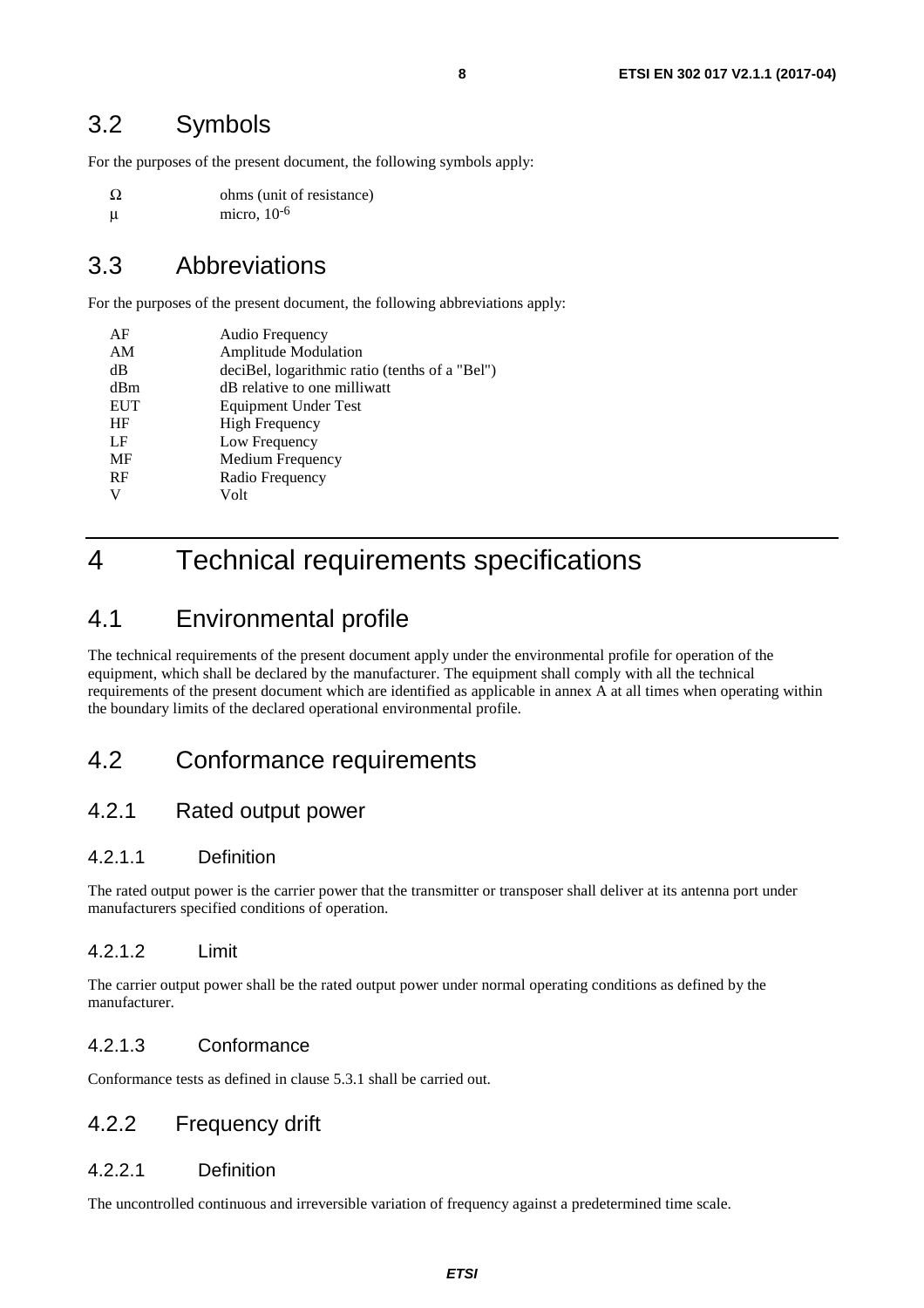## 3.2 Symbols

For the purposes of the present document, the following symbols apply:

| | |
|---|---|
| Ω | ohms (unit of resistance) |
| μ | micro, $10^{-6}$ |

## 3.3 Abbreviations

For the purposes of the present document, the following abbreviations apply:

| | |
|---|---|
| AF | Audio Frequency |
| AM | Amplitude Modulation |
| dB | deciBel, logarithmic ratio (tenths of a "Bel") |
| dBm | dB relative to one milliwatt |
| EUT | Equipment Under Test |
| HF | High Frequency |
| LF | Low Frequency |
| MF | Medium Frequency |
| RF | Radio Frequency |
| V | Volt |

# 4 Technical requirements specifications

## 4.1 Environmental profile

The technical requirements of the present document apply under the environmental profile for operation of the equipment, which shall be declared by the manufacturer. The equipment shall comply with all the technical requirements of the present document which are identified as applicable in annex A at all times when operating within the boundary limits of the declared operational environmental profile.

## 4.2 Conformance requirements

### 4.2.1 Rated output power

#### 4.2.1.1 Definition

The rated output power is the carrier power that the transmitter or transposer shall deliver at its antenna port under manufacturers specified conditions of operation.

#### 4.2.1.2 Limit

The carrier output power shall be the rated output power under normal operating conditions as defined by the manufacturer.

#### 4.2.1.3 Conformance

Conformance tests as defined in clause 5.3.1 shall be carried out.

### 4.2.2 Frequency drift

#### 4.2.2.1 Definition

The uncontrolled continuous and irreversible variation of frequency against a predetermined time scale.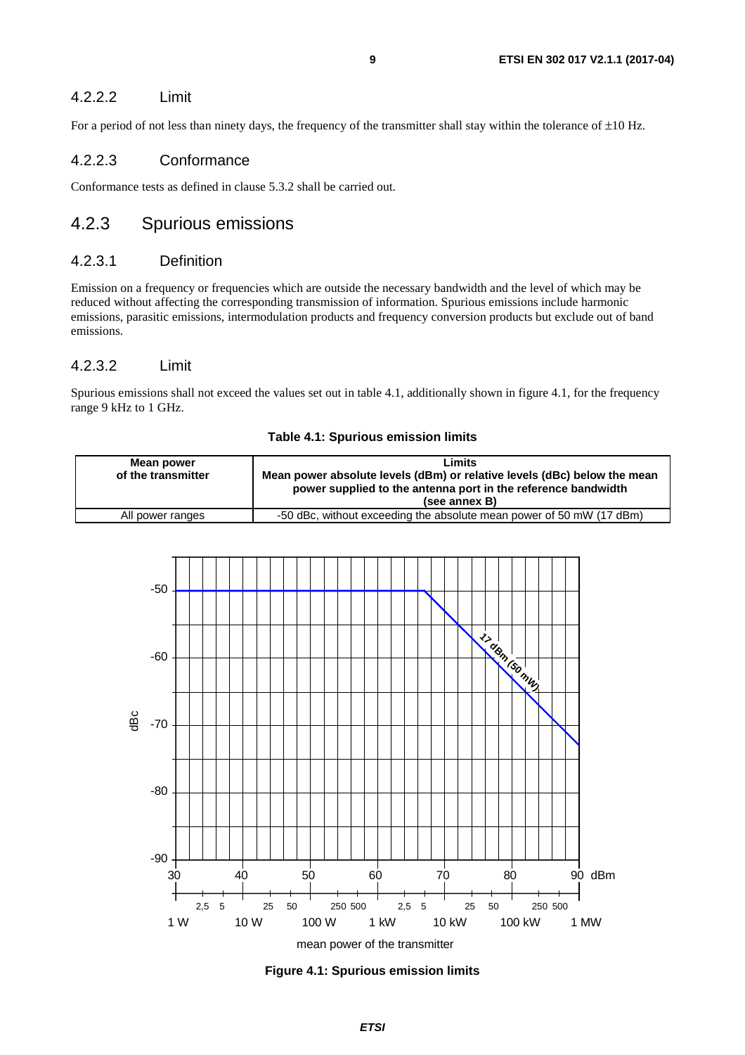#### 4.2.2.2 Limit

For a period of not less than ninety days, the frequency of the transmitter shall stay within the tolerance of ±10 Hz.

#### 4.2.2.3 Conformance

Conformance tests as defined in clause 5.3.2 shall be carried out.

### 4.2.3 Spurious emissions

#### 4.2.3.1 Definition

Emission on a frequency or frequencies which are outside the necessary bandwidth and the level of which may be reduced without affecting the corresponding transmission of information. Spurious emissions include harmonic emissions, parasitic emissions, intermodulation products and frequency conversion products but exclude out of band emissions.

#### 4.2.3.2 Limit

Spurious emissions shall not exceed the values set out in table 4.1, additionally shown in figure 4.1, for the frequency range 9 kHz to 1 GHz.

**Table 4.1: Spurious emission limits**

| Mean power of the transmitter | Limits<br>Mean power absolute levels (dBm) or relative levels (dBc) below the mean power supplied to the antenna port in the reference bandwidth (see annex B) |
|---|---|
| All power ranges | -50 dBc, without exceeding the absolute mean power of 50 mW (17 dBm) |

**Figure 4.1: Spurious emission limits**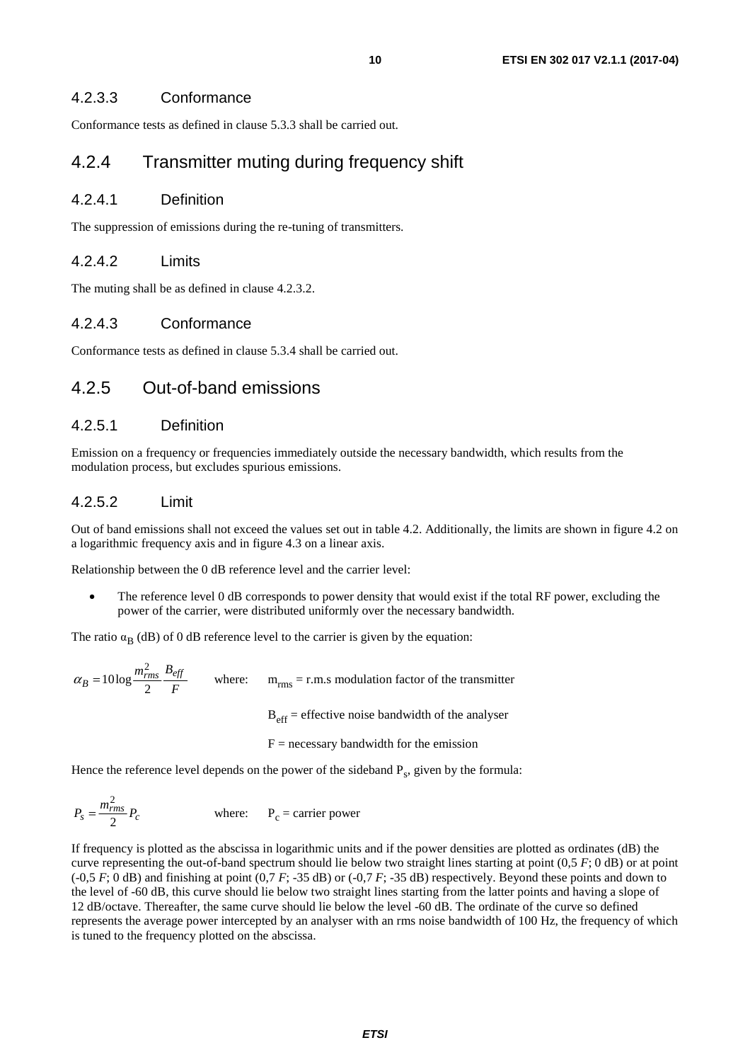#### 4.2.3.3 Conformance

Conformance tests as defined in clause 5.3.3 shall be carried out.

### 4.2.4 Transmitter muting during frequency shift

#### 4.2.4.1 Definition

The suppression of emissions during the re-tuning of transmitters.

#### 4.2.4.2 Limits

The muting shall be as defined in clause 4.2.3.2.

#### 4.2.4.3 Conformance

Conformance tests as defined in clause 5.3.4 shall be carried out.

### 4.2.5 Out-of-band emissions

#### 4.2.5.1 Definition

Emission on a frequency or frequencies immediately outside the necessary bandwidth, which results from the modulation process, but excludes spurious emissions.

#### 4.2.5.2 Limit

Out of band emissions shall not exceed the values set out in table 4.2. Additionally, the limits are shown in figure 4.2 on a logarithmic frequency axis and in figure 4.3 on a linear axis.

Relationship between the 0 dB reference level and the carrier level:

- The reference level 0 dB corresponds to power density that would exist if the total RF power, excluding the power of the carrier, were distributed uniformly over the necessary bandwidth.

The ratio $\alpha_B$ (dB) of 0 dB reference level to the carrier is given by the equation:

$$\alpha_B = 10\log\frac{m_{rms}^2}{2}\frac{B_{eff}}{F}$$

where:
- $m_{rms}$ = r.m.s modulation factor of the transmitter
- $B_{eff}$ = effective noise bandwidth of the analyser
- $F$ = necessary bandwidth for the emission

Hence the reference level depends on the power of the sideband $P_s$, given by the formula:

$$P_s = \frac{m_{rms}^2}{2}P_c$$

where: $P_c$ = carrier power

If frequency is plotted as the abscissa in logarithmic units and if the power densities are plotted as ordinates (dB) the curve representing the out-of-band spectrum should lie below two straight lines starting at point (0,5 *F*; 0 dB) or at point (-0,5 *F*; 0 dB) and finishing at point (0,7 *F*; -35 dB) or (-0,7 *F*; -35 dB) respectively. Beyond these points and down to the level of -60 dB, this curve should lie below two straight lines starting from the latter points and having a slope of 12 dB/octave. Thereafter, the same curve should lie below the level -60 dB. The ordinate of the curve so defined represents the average power intercepted by an analyser with an rms noise bandwidth of 100 Hz, the frequency of which is tuned to the frequency plotted on the abscissa.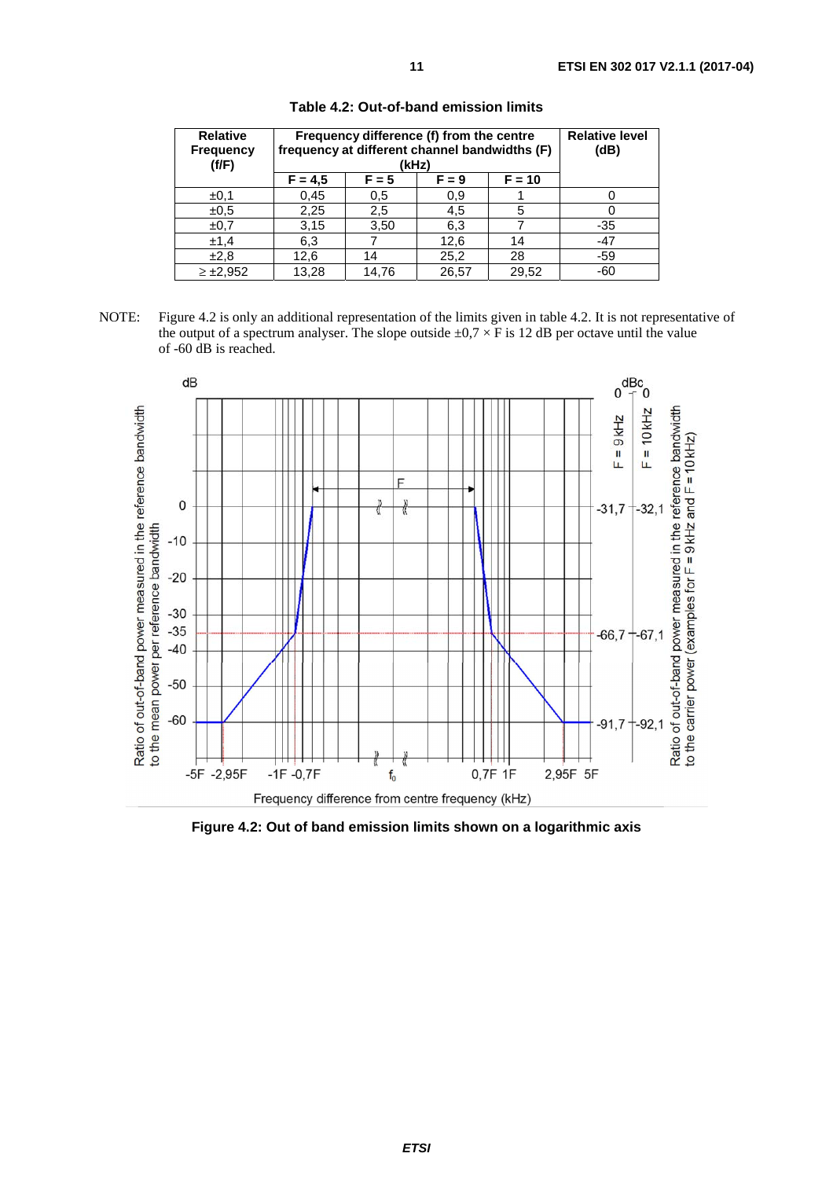**Table 4.2: Out-of-band emission limits**

| Relative Frequency (f/F) | Frequency difference (f) from the centre frequency at different channel bandwidths (F) (kHz) | | | | Relative level (dB) |
|---|---|---|---|---|---|
| | F = 4,5 | F = 5 | F = 9 | F = 10 | |
| ±0,1 | 0,45 | 0,5 | 0,9 | 1 | 0 |
| ±0,5 | 2,25 | 2,5 | 4,5 | 5 | 0 |
| ±0,7 | 3,15 | 3,50 | 6,3 | 7 | -35 |
| ±1,4 | 6,3 | 7 | 12,6 | 14 | -47 |
| ±2,8 | 12,6 | 14 | 25,2 | 28 | -59 |
| ≥ ±2,952 | 13,28 | 14,76 | 26,57 | 29,52 | -60 |

NOTE: Figure 4.2 is only an additional representation of the limits given in table 4.2. It is not representative of the output of a spectrum analyser. The slope outside $\pm 0,7 \times F$ is 12 dB per octave until the value of -60 dB is reached.

**Figure 4.2: Out of band emission limits shown on a logarithmic axis**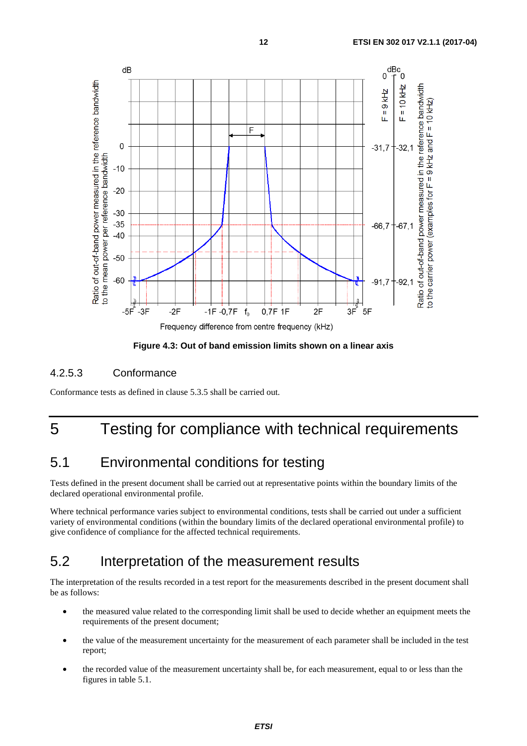**Figure 4.3: Out of band emission limits shown on a linear axis**

### 4.2.5.3 Conformance

Conformance tests as defined in clause 5.3.5 shall be carried out.

# 5 Testing for compliance with technical requirements

## 5.1 Environmental conditions for testing

Tests defined in the present document shall be carried out at representative points within the boundary limits of the declared operational environmental profile.

Where technical performance varies subject to environmental conditions, tests shall be carried out under a sufficient variety of environmental conditions (within the boundary limits of the declared operational environmental profile) to give confidence of compliance for the affected technical requirements.

## 5.2 Interpretation of the measurement results

The interpretation of the results recorded in a test report for the measurements described in the present document shall be as follows:

- the measured value related to the corresponding limit shall be used to decide whether an equipment meets the requirements of the present document;
- the value of the measurement uncertainty for the measurement of each parameter shall be included in the test report;
- the recorded value of the measurement uncertainty shall be, for each measurement, equal to or less than the figures in table 5.1.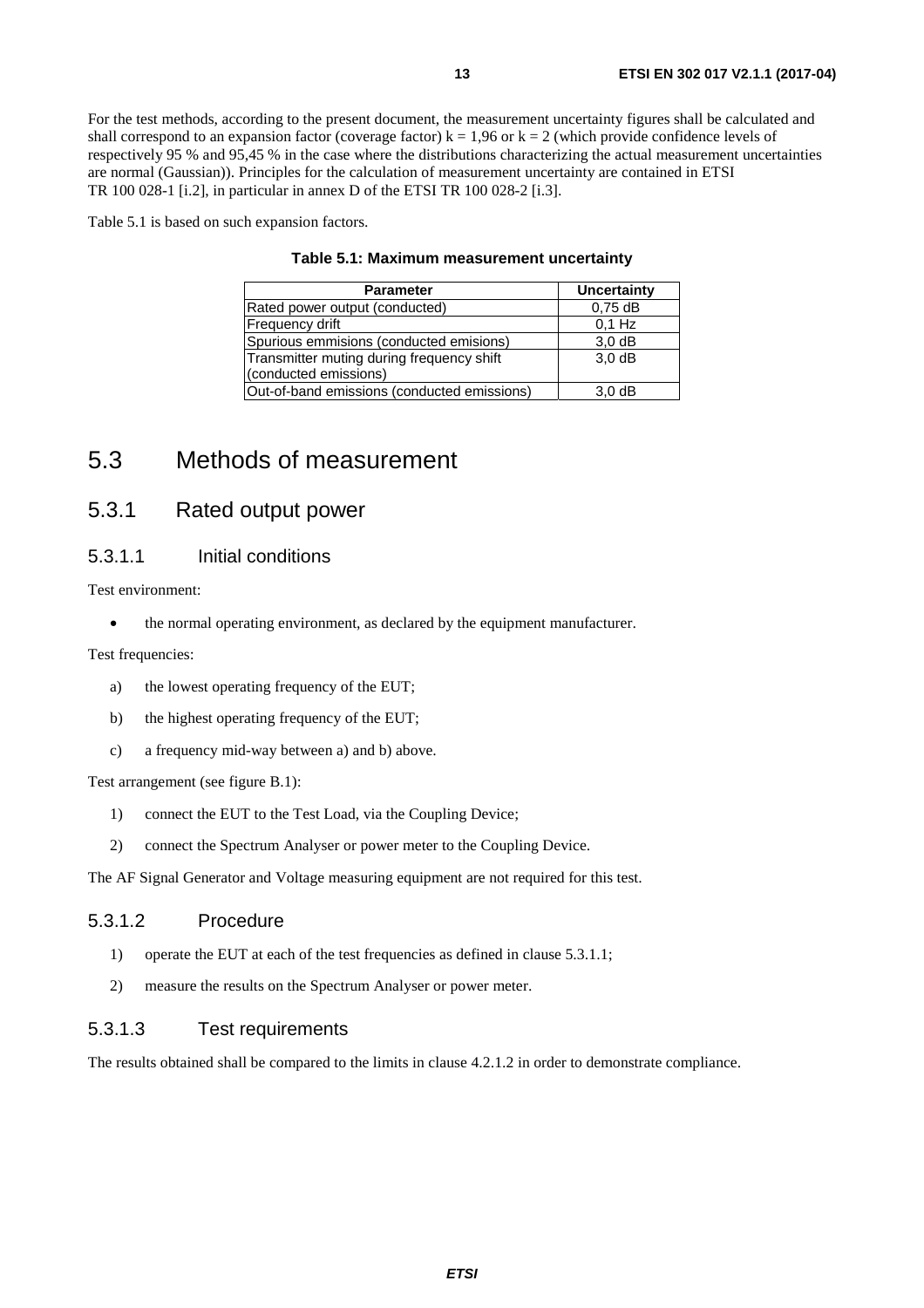For the test methods, according to the present document, the measurement uncertainty figures shall be calculated and shall correspond to an expansion factor (coverage factor) k = 1,96 or k = 2 (which provide confidence levels of respectively 95 % and 95,45 % in the case where the distributions characterizing the actual measurement uncertainties are normal (Gaussian)). Principles for the calculation of measurement uncertainty are contained in ETSI TR 100 028-1 [i.2], in particular in annex D of the ETSI TR 100 028-2 [i.3].

Table 5.1 is based on such expansion factors.

**Table 5.1: Maximum measurement uncertainty**

| Parameter | Uncertainty |
|---|---|
| Rated power output (conducted) | 0,75 dB |
| Frequency drift | 0,1 Hz |
| Spurious emmisions (conducted emisions) | 3,0 dB |
| Transmitter muting during frequency shift (conducted emissions) | 3,0 dB |
| Out-of-band emissions (conducted emissions) | 3,0 dB |

## 5.3 Methods of measurement

### 5.3.1 Rated output power

#### 5.3.1.1 Initial conditions

Test environment:

- the normal operating environment, as declared by the equipment manufacturer.

Test frequencies:

a) the lowest operating frequency of the EUT;

b) the highest operating frequency of the EUT;

c) a frequency mid-way between a) and b) above.

Test arrangement (see figure B.1):

1) connect the EUT to the Test Load, via the Coupling Device;

2) connect the Spectrum Analyser or power meter to the Coupling Device.

The AF Signal Generator and Voltage measuring equipment are not required for this test.

#### 5.3.1.2 Procedure

1) operate the EUT at each of the test frequencies as defined in clause 5.3.1.1;

2) measure the results on the Spectrum Analyser or power meter.

#### 5.3.1.3 Test requirements

The results obtained shall be compared to the limits in clause 4.2.1.2 in order to demonstrate compliance.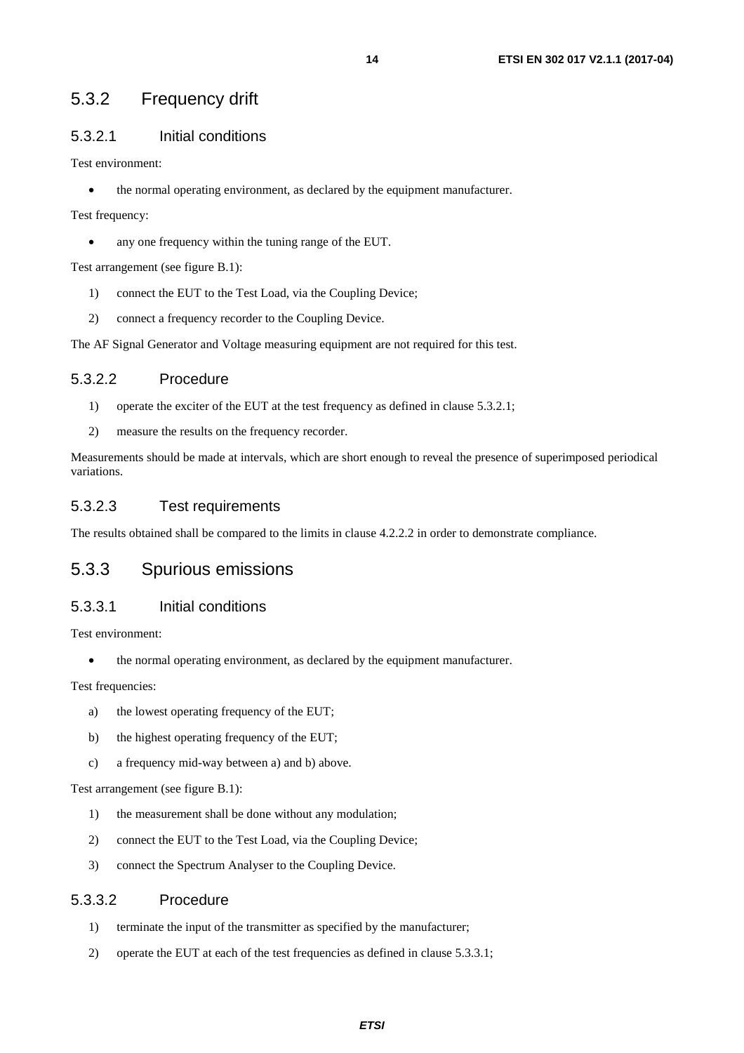### 5.3.2 Frequency drift

#### 5.3.2.1 Initial conditions

Test environment:

- the normal operating environment, as declared by the equipment manufacturer.

Test frequency:

- any one frequency within the tuning range of the EUT.

Test arrangement (see figure B.1):

1) connect the EUT to the Test Load, via the Coupling Device;
2) connect a frequency recorder to the Coupling Device.

The AF Signal Generator and Voltage measuring equipment are not required for this test.

#### 5.3.2.2 Procedure

1) operate the exciter of the EUT at the test frequency as defined in clause 5.3.2.1;
2) measure the results on the frequency recorder.

Measurements should be made at intervals, which are short enough to reveal the presence of superimposed periodical variations.

#### 5.3.2.3 Test requirements

The results obtained shall be compared to the limits in clause 4.2.2.2 in order to demonstrate compliance.

### 5.3.3 Spurious emissions

#### 5.3.3.1 Initial conditions

Test environment:

- the normal operating environment, as declared by the equipment manufacturer.

Test frequencies:

a) the lowest operating frequency of the EUT;
b) the highest operating frequency of the EUT;
c) a frequency mid-way between a) and b) above.

Test arrangement (see figure B.1):

1) the measurement shall be done without any modulation;
2) connect the EUT to the Test Load, via the Coupling Device;
3) connect the Spectrum Analyser to the Coupling Device.

#### 5.3.3.2 Procedure

1) terminate the input of the transmitter as specified by the manufacturer;
2) operate the EUT at each of the test frequencies as defined in clause 5.3.3.1;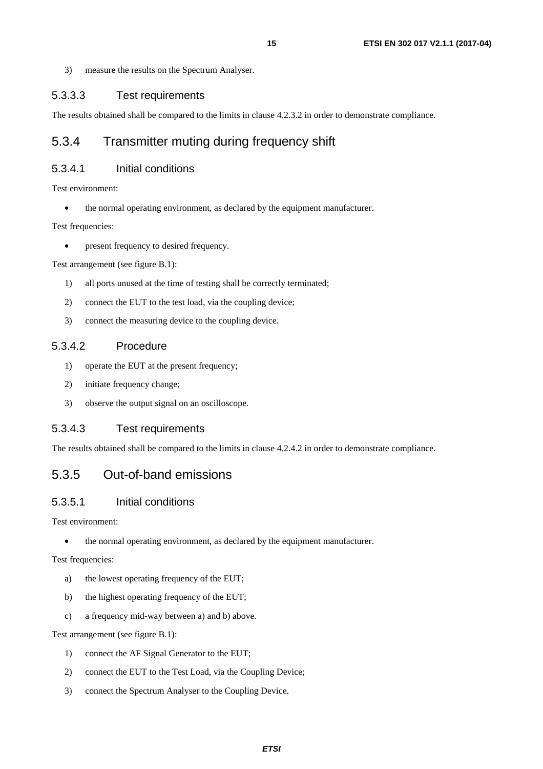3) measure the results on the Spectrum Analyser.

#### 5.3.3.3 Test requirements

The results obtained shall be compared to the limits in clause 4.2.3.2 in order to demonstrate compliance.

### 5.3.4 Transmitter muting during frequency shift

#### 5.3.4.1 Initial conditions

Test environment:

- the normal operating environment, as declared by the equipment manufacturer.

Test frequencies:

- present frequency to desired frequency.

Test arrangement (see figure B.1):

1) all ports unused at the time of testing shall be correctly terminated;
2) connect the EUT to the test load, via the coupling device;
3) connect the measuring device to the coupling device.

#### 5.3.4.2 Procedure

1) operate the EUT at the present frequency;
2) initiate frequency change;
3) observe the output signal on an oscilloscope.

#### 5.3.4.3 Test requirements

The results obtained shall be compared to the limits in clause 4.2.4.2 in order to demonstrate compliance.

### 5.3.5 Out-of-band emissions

#### 5.3.5.1 Initial conditions

Test environment:

- the normal operating environment, as declared by the equipment manufacturer.

Test frequencies:

a) the lowest operating frequency of the EUT;
b) the highest operating frequency of the EUT;
c) a frequency mid-way between a) and b) above.

Test arrangement (see figure B.1):

1) connect the AF Signal Generator to the EUT;
2) connect the EUT to the Test Load, via the Coupling Device;
3) connect the Spectrum Analyser to the Coupling Device.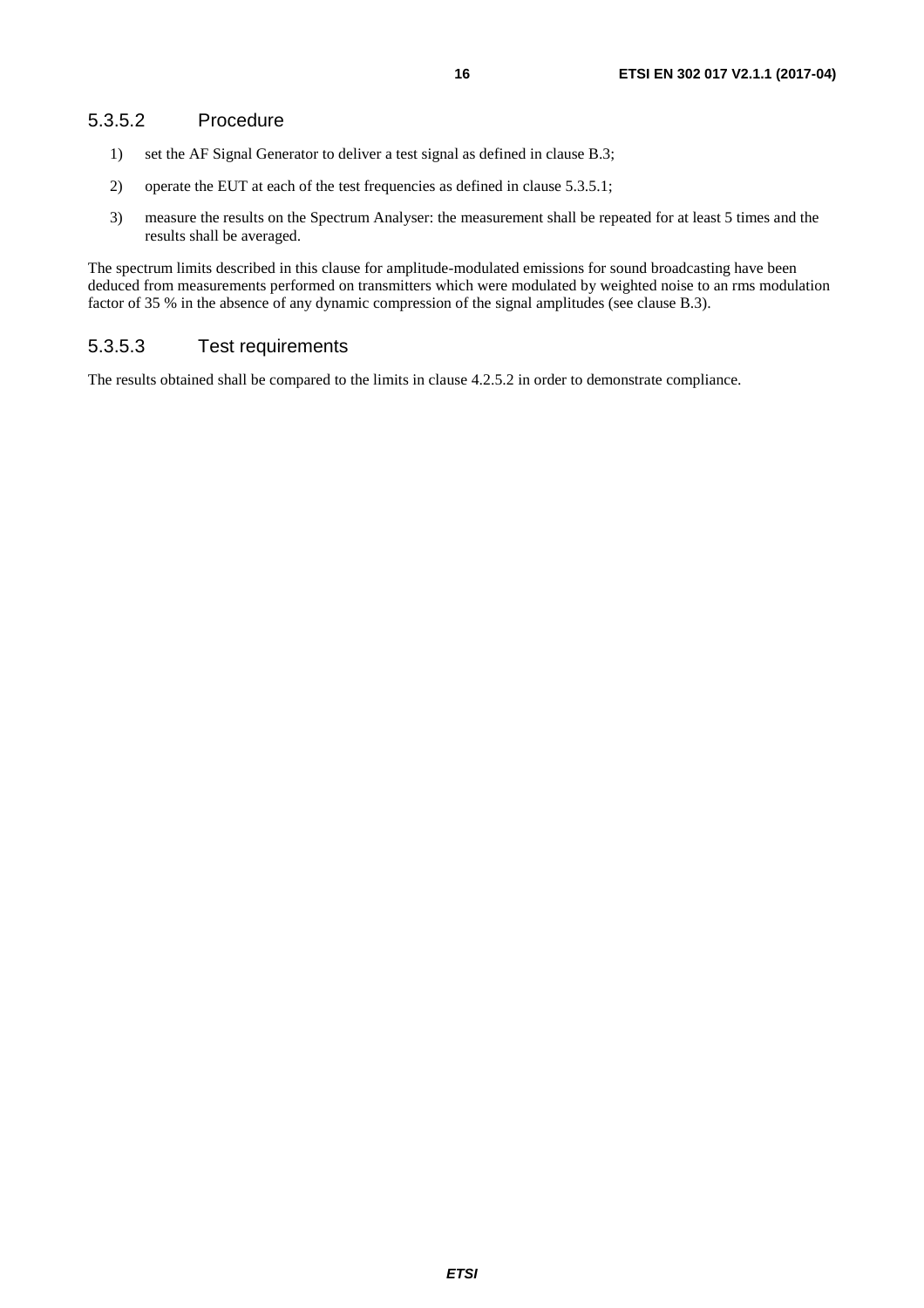#### 5.3.5.2 Procedure

1) set the AF Signal Generator to deliver a test signal as defined in clause B.3;

2) operate the EUT at each of the test frequencies as defined in clause 5.3.5.1;

3) measure the results on the Spectrum Analyser: the measurement shall be repeated for at least 5 times and the results shall be averaged.

The spectrum limits described in this clause for amplitude-modulated emissions for sound broadcasting have been deduced from measurements performed on transmitters which were modulated by weighted noise to an rms modulation factor of 35 % in the absence of any dynamic compression of the signal amplitudes (see clause B.3).

#### 5.3.5.3 Test requirements

The results obtained shall be compared to the limits in clause 4.2.5.2 in order to demonstrate compliance.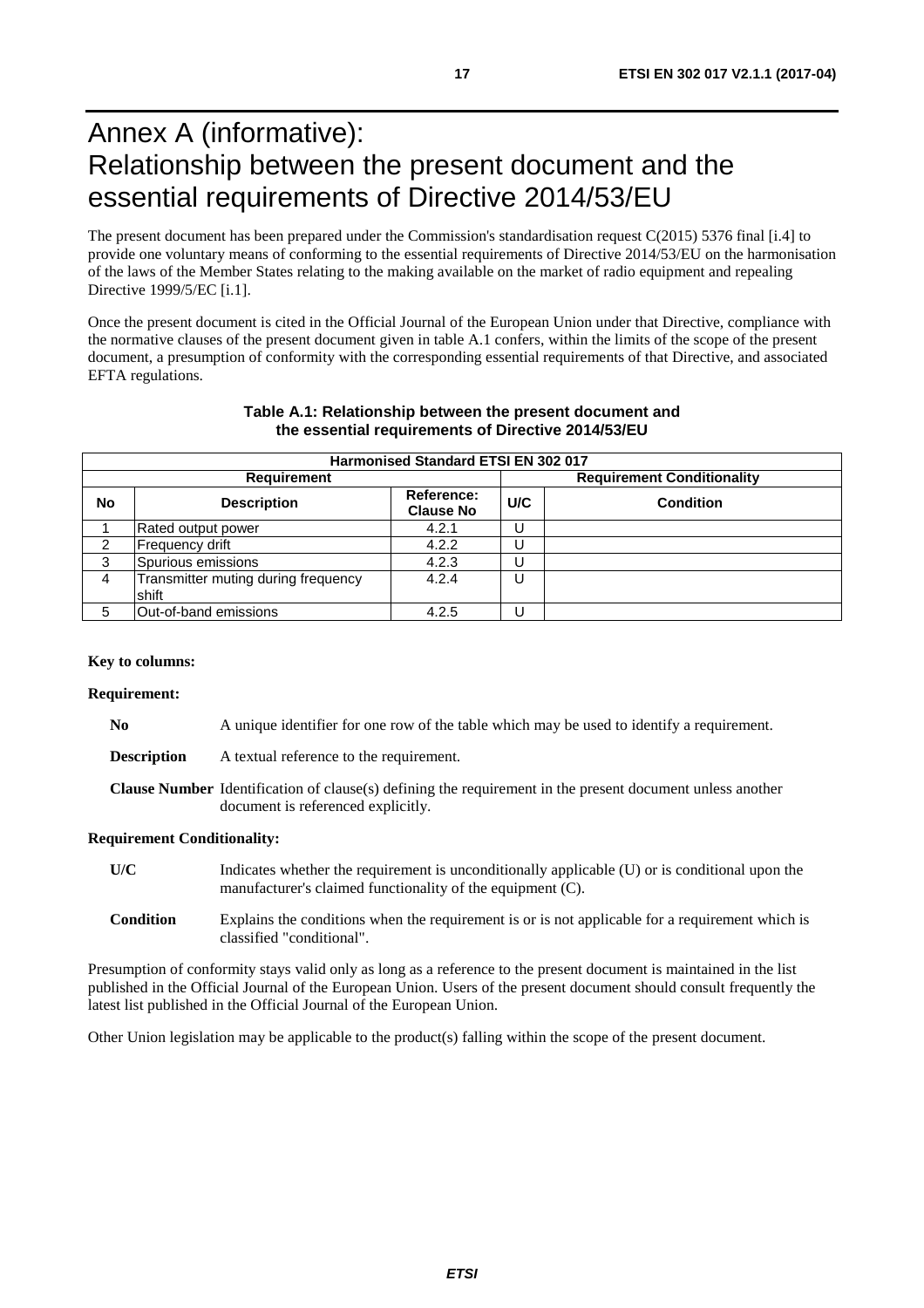# Annex A (informative): Relationship between the present document and the essential requirements of Directive 2014/53/EU

The present document has been prepared under the Commission's standardisation request C(2015) 5376 final [i.4] to provide one voluntary means of conforming to the essential requirements of Directive 2014/53/EU on the harmonisation of the laws of the Member States relating to the making available on the market of radio equipment and repealing Directive 1999/5/EC [i.1].

Once the present document is cited in the Official Journal of the European Union under that Directive, compliance with the normative clauses of the present document given in table A.1 confers, within the limits of the scope of the present document, a presumption of conformity with the corresponding essential requirements of that Directive, and associated EFTA regulations.

**Table A.1: Relationship between the present document and the essential requirements of Directive 2014/53/EU**

| Harmonised Standard ETSI EN 302 017 | | | | |
|---|---|---|---|---|
| **Requirement** | | | **Requirement Conditionality** | |
| **No** | **Description** | **Reference: Clause No** | **U/C** | **Condition** |
| 1 | Rated output power | 4.2.1 | U | |
| 2 | Frequency drift | 4.2.2 | U | |
| 3 | Spurious emissions | 4.2.3 | U | |
| 4 | Transmitter muting during frequency shift | 4.2.4 | U | |
| 5 | Out-of-band emissions | 4.2.5 | U | |

**Key to columns:**

**Requirement:**

**No** A unique identifier for one row of the table which may be used to identify a requirement.

**Description** A textual reference to the requirement.

**Clause Number** Identification of clause(s) defining the requirement in the present document unless another document is referenced explicitly.

**Requirement Conditionality:**

**U/C** Indicates whether the requirement is unconditionally applicable (U) or is conditional upon the manufacturer's claimed functionality of the equipment (C).

**Condition** Explains the conditions when the requirement is or is not applicable for a requirement which is classified "conditional".

Presumption of conformity stays valid only as long as a reference to the present document is maintained in the list published in the Official Journal of the European Union. Users of the present document should consult frequently the latest list published in the Official Journal of the European Union.

Other Union legislation may be applicable to the product(s) falling within the scope of the present document.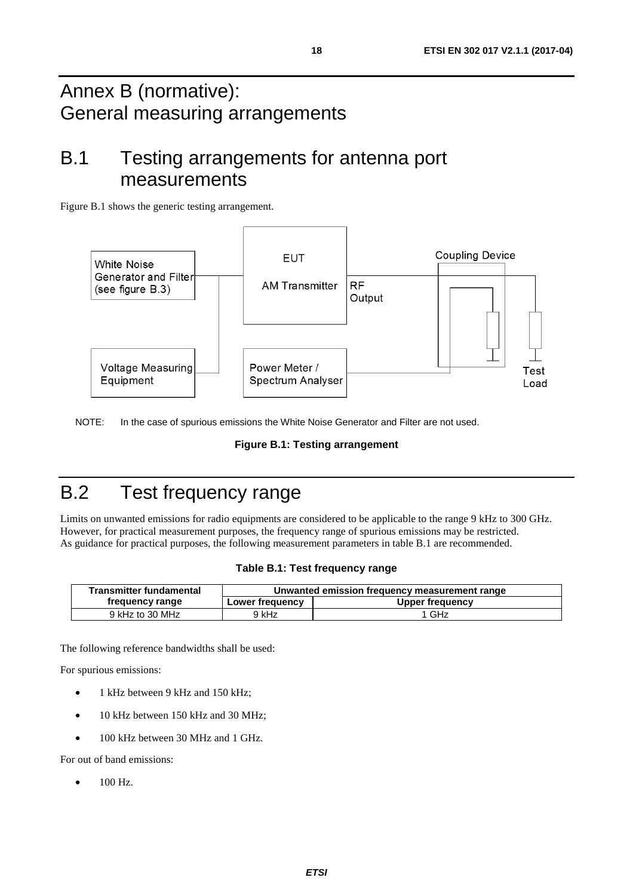# Annex B (normative): General measuring arrangements

## B.1 Testing arrangements for antenna port measurements

Figure B.1 shows the generic testing arrangement.

NOTE: In the case of spurious emissions the White Noise Generator and Filter are not used.

**Figure B.1: Testing arrangement**

## B.2 Test frequency range

Limits on unwanted emissions for radio equipments are considered to be applicable to the range 9 kHz to 300 GHz. However, for practical measurement purposes, the frequency range of spurious emissions may be restricted. As guidance for practical purposes, the following measurement parameters in table B.1 are recommended.

**Table B.1: Test frequency range**

| Transmitter fundamental frequency range | Unwanted emission frequency measurement range | |
|---|---|---|
| | **Lower frequency** | **Upper frequency** |
| 9 kHz to 30 MHz | 9 kHz | 1 GHz |

The following reference bandwidths shall be used:

For spurious emissions:

- 1 kHz between 9 kHz and 150 kHz;
- 10 kHz between 150 kHz and 30 MHz;
- 100 kHz between 30 MHz and 1 GHz.

For out of band emissions:

- 100 Hz.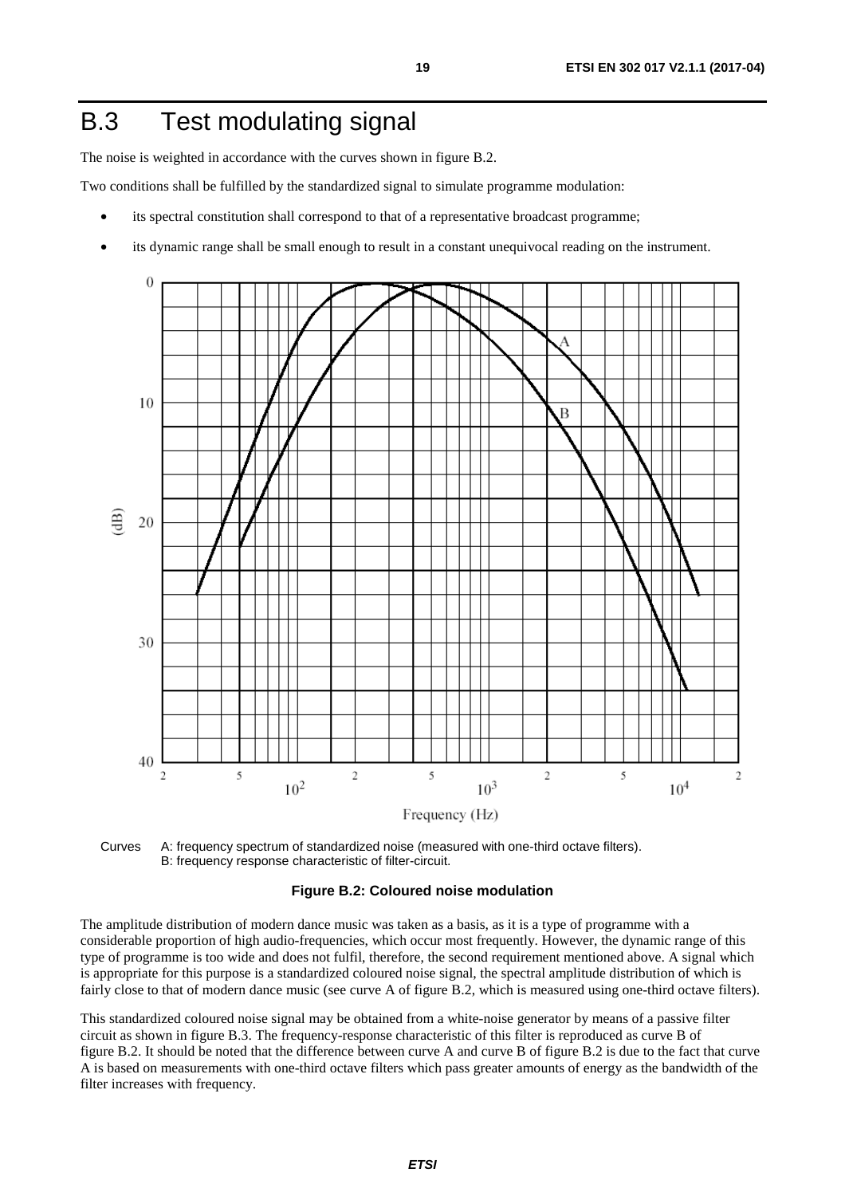# B.3 Test modulating signal

The noise is weighted in accordance with the curves shown in figure B.2.

Two conditions shall be fulfilled by the standardized signal to simulate programme modulation:

- its spectral constitution shall correspond to that of a representative broadcast programme;
- its dynamic range shall be small enough to result in a constant unequivocal reading on the instrument.

Curves A: frequency spectrum of standardized noise (measured with one-third octave filters).
B: frequency response characteristic of filter-circuit.

**Figure B.2: Coloured noise modulation**

The amplitude distribution of modern dance music was taken as a basis, as it is a type of programme with a considerable proportion of high audio-frequencies, which occur most frequently. However, the dynamic range of this type of programme is too wide and does not fulfil, therefore, the second requirement mentioned above. A signal which is appropriate for this purpose is a standardized coloured noise signal, the spectral amplitude distribution of which is fairly close to that of modern dance music (see curve A of figure B.2, which is measured using one-third octave filters).

This standardized coloured noise signal may be obtained from a white-noise generator by means of a passive filter circuit as shown in figure B.3. The frequency-response characteristic of this filter is reproduced as curve B of figure B.2. It should be noted that the difference between curve A and curve B of figure B.2 is due to the fact that curve A is based on measurements with one-third octave filters which pass greater amounts of energy as the bandwidth of the filter increases with frequency.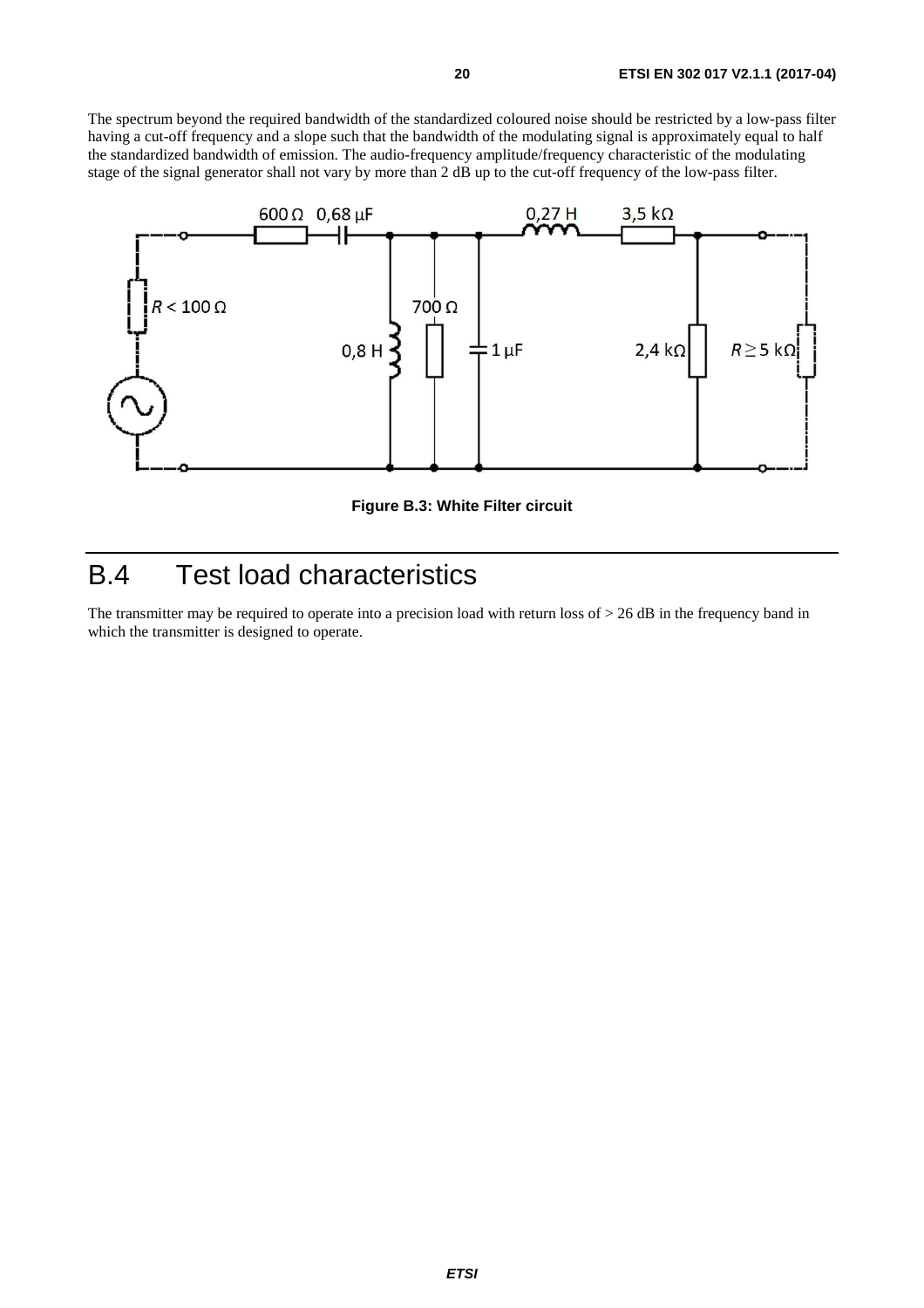The spectrum beyond the required bandwidth of the standardized coloured noise should be restricted by a low-pass filter having a cut-off frequency and a slope such that the bandwidth of the modulating signal is approximately equal to half the standardized bandwidth of emission. The audio-frequency amplitude/frequency characteristic of the modulating stage of the signal generator shall not vary by more than 2 dB up to the cut-off frequency of the low-pass filter.

**Figure B.3: White Filter circuit**

# B.4 Test load characteristics

The transmitter may be required to operate into a precision load with return loss of > 26 dB in the frequency band in which the transmitter is designed to operate.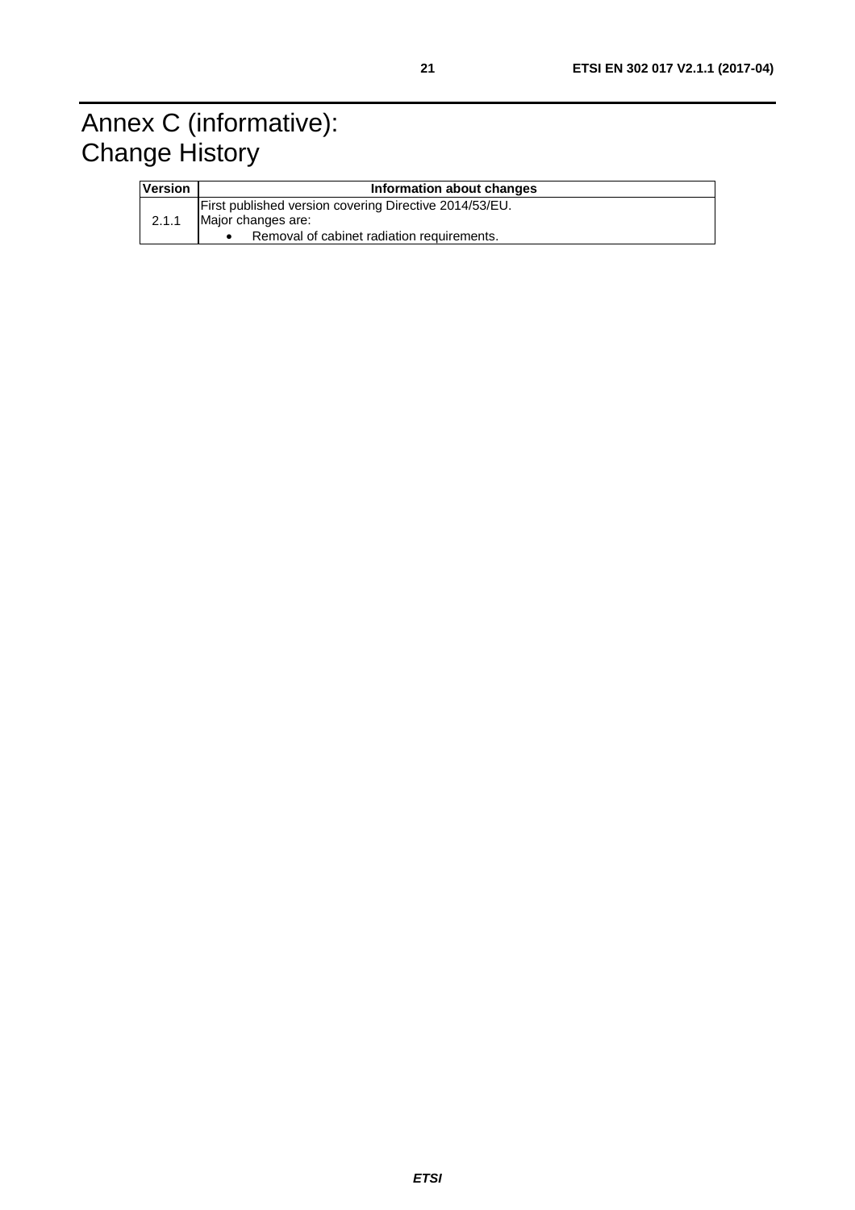# Annex C (informative): Change History

| Version | Information about changes |
|---|---|
| 2.1.1 | First published version covering Directive 2014/53/EU.<br>Major changes are:<br>• Removal of cabinet radiation requirements. |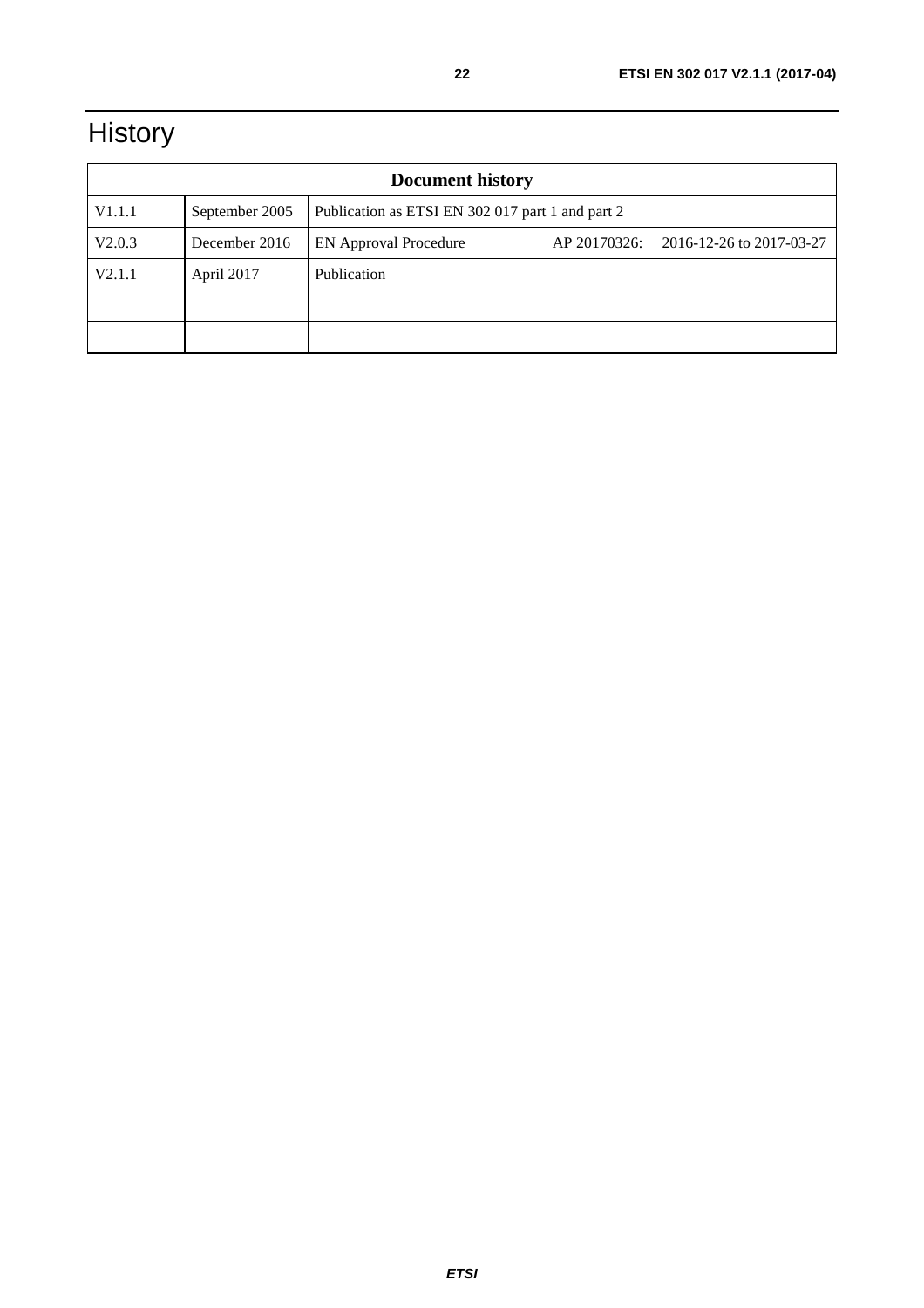# History

| Document history | | |
|---|---|---|
| V1.1.1 | September 2005 | Publication as ETSI EN 302 017 part 1 and part 2 |
| V2.0.3 | December 2016 | EN Approval Procedure AP 20170326: 2016-12-26 to 2017-03-27 |
| V2.1.1 | April 2017 | Publication |
| | | |
| | | |